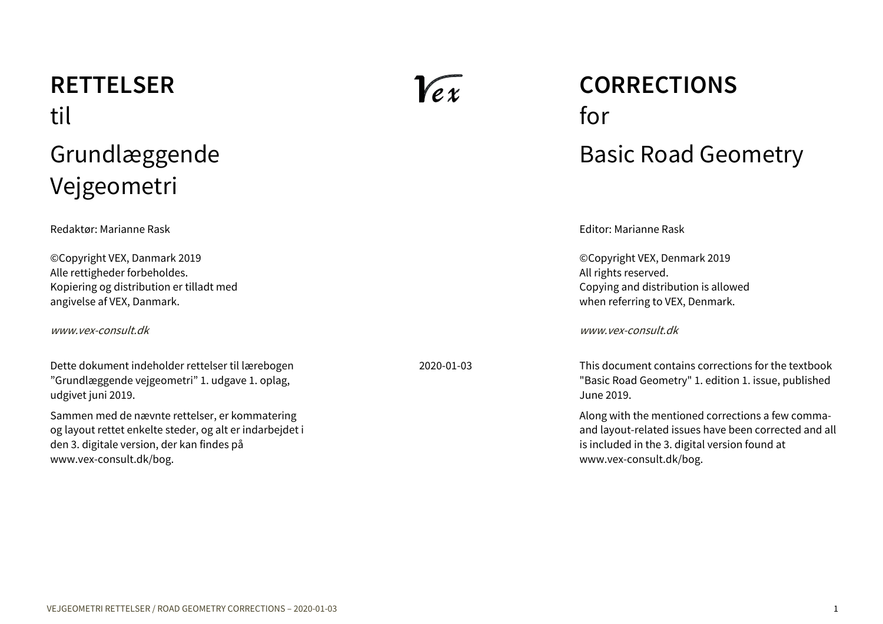# RETTELSER
til
# Grundlæggende Vejgeometri

Redaktør: Marianne Rask

©Copyright VEX, Danmark 2019
Alle rettigheder forbeholdes.
Kopiering og distribution er tilladt med angivelse af VEX, Danmark.

*www.vex-consult.dk*

Dette dokument indeholder rettelser til lærebogen ”Grundlæggende vejgeometri” 1. udgave 1. oplag, udgivet juni 2019.

Sammen med de nævnte rettelser, er kommatering og layout rettet enkelte steder, og alt er indarbejdet i den 3. digitale version, der kan findes på www.vex-consult.dk/bog.

Vex

2020-01-03

# CORRECTIONS
for
# Basic Road Geometry

Editor: Marianne Rask

©Copyright VEX, Denmark 2019
All rights reserved.
Copying and distribution is allowed when referring to VEX, Denmark.

*www.vex-consult.dk*

This document contains corrections for the textbook "Basic Road Geometry" 1. edition 1. issue, published June 2019.

Along with the mentioned corrections a few comma- and layout-related issues have been corrected and all is included in the 3. digital version found at www.vex-consult.dk/bog.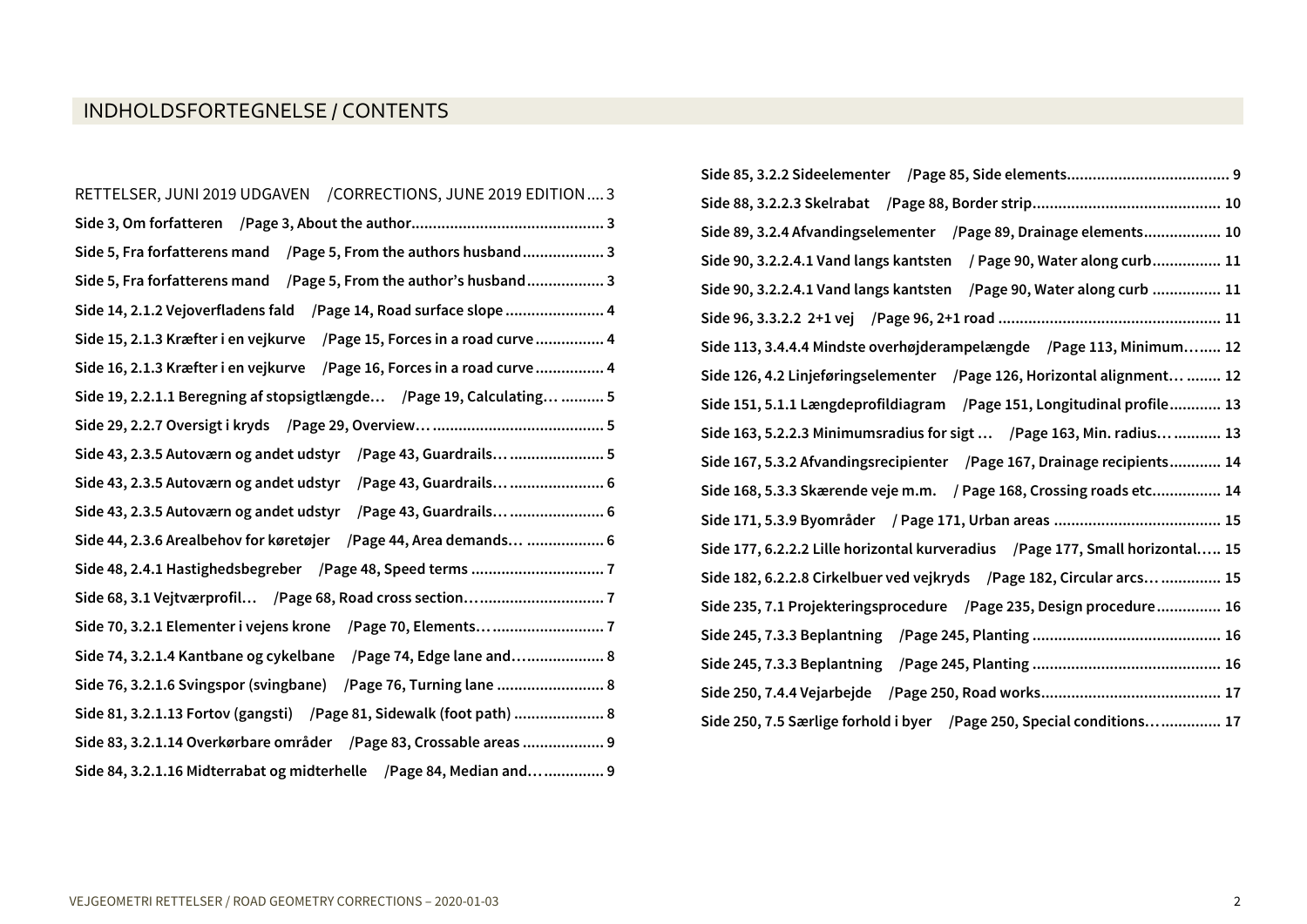# INDHOLDSFORTEGNELSE / CONTENTS

RETTELSER, JUNI 2019 UDGAVEN /CORRECTIONS, JUNE 2019 EDITION .... 3

**Side 3, Om forfatteren /Page 3, About the author ............................................ 3**

**Side 5, Fra forfatterens mand /Page 5, From the authors husband ................... 3**

**Side 5, Fra forfatterens mand /Page 5, From the author's husband .................. 3**

**Side 14, 2.1.2 Vejoverfladens fald /Page 14, Road surface slope ....................... 4**

**Side 15, 2.1.3 Kræfter i en vejkurve /Page 15, Forces in a road curve ................ 4**

**Side 16, 2.1.3 Kræfter i en vejkurve /Page 16, Forces in a road curve ................ 4**

**Side 19, 2.2.1.1 Beregning af stopsigtlængde… /Page 19, Calculating… .......... 5**

**Side 29, 2.2.7 Oversigt i kryds /Page 29, Overview… ....................................... 5**

**Side 43, 2.3.5 Autoværn og andet udstyr /Page 43, Guardrails… ...................... 5**

**Side 43, 2.3.5 Autoværn og andet udstyr /Page 43, Guardrails… ...................... 6**

**Side 43, 2.3.5 Autoværn og andet udstyr /Page 43, Guardrails… ...................... 6**

**Side 44, 2.3.6 Arealbehov for køretøjer /Page 44, Area demands… .................. 6**

**Side 48, 2.4.1 Hastighedsbegreber /Page 48, Speed terms .............................. 7**

**Side 68, 3.1 Vejtværprofil… /Page 68, Road cross section… ............................ 7**

**Side 70, 3.2.1 Elementer i vejens krone /Page 70, Elements… ......................... 7**

**Side 74, 3.2.1.4 Kantbane og cykelbane /Page 74, Edge lane and… .................. 8**

**Side 76, 3.2.1.6 Svingspor (svingbane) /Page 76, Turning lane ......................... 8**

**Side 81, 3.2.1.13 Fortov (gangsti) /Page 81, Sidewalk (foot path) ..................... 8**

**Side 83, 3.2.1.14 Overkørbare områder /Page 83, Crossable areas ................... 9**

**Side 84, 3.2.1.16 Midterrabat og midterhelle /Page 84, Median and… ............. 9**

**Side 85, 3.2.2 Sideelementer /Page 85, Side elements ..................................... 9**

**Side 88, 3.2.2.3 Skelrabat /Page 88, Border strip ........................................... 10**

**Side 89, 3.2.4 Afvandingselementer /Page 89, Drainage elements ................. 10**

**Side 90, 3.2.2.4.1 Vand langs kantsten / Page 90, Water along curb ................ 11**

**Side 90, 3.2.2.4.1 Vand langs kantsten /Page 90, Water along curb ................ 11**

**Side 96, 3.3.2.2 2+1 vej /Page 96, 2+1 road ................................................... 11**

**Side 113, 3.4.4.4 Mindste overhøjderampelængde /Page 113, Minimum…..... 12**

**Side 126, 4.2 Linjeføringselementer /Page 126, Horizontal alignment… ........ 12**

**Side 151, 5.1.1 Længdeprofildiagram /Page 151, Longitudinal profile ............ 13**

**Side 163, 5.2.2.3 Minimumsradius for sigt … /Page 163, Min. radius… ........... 13**

**Side 167, 5.3.2 Afvandingsrecipienter /Page 167, Drainage recipients ............ 14**

**Side 168, 5.3.3 Skærende veje m.m. / Page 168, Crossing roads etc. ............... 14**

**Side 171, 5.3.9 Byområder / Page 171, Urban areas ...................................... 15**

**Side 177, 6.2.2.2 Lille horizontal kurveradius /Page 177, Small horizontal….. 15**

**Side 182, 6.2.2.8 Cirkelbuer ved vejkryds /Page 182, Circular arcs… .............. 15**

**Side 235, 7.1 Projekteringsprocedure /Page 235, Design procedure ............... 16**

**Side 245, 7.3.3 Beplantning /Page 245, Planting ........................................... 16**

**Side 245, 7.3.3 Beplantning /Page 245, Planting ........................................... 16**

**Side 250, 7.4.4 Vejarbejde /Page 250, Road works......................................... 17**

**Side 250, 7.5 Særlige forhold i byer /Page 250, Special conditions… .............. 17**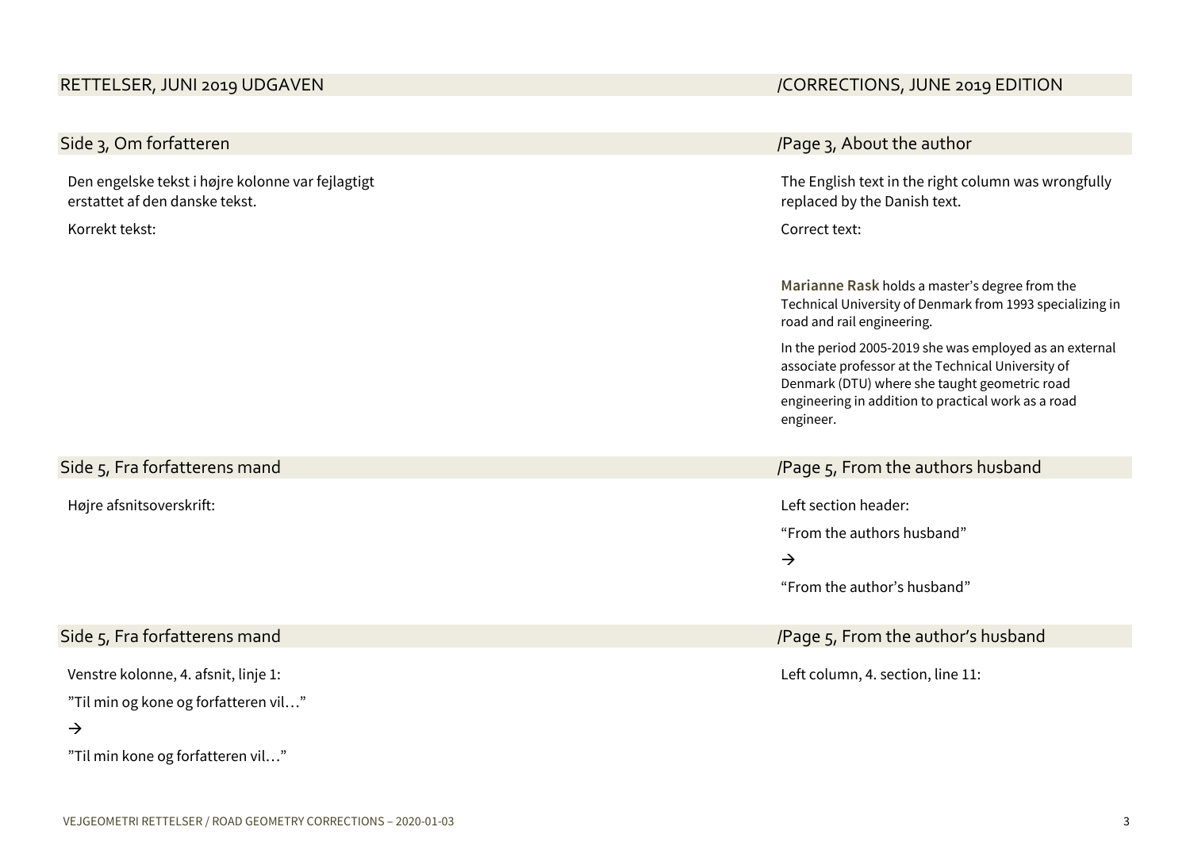## RETTELSER, JUNI 2019 UDGAVEN

## /CORRECTIONS, JUNE 2019 EDITION

### Side 3, Om forfatteren

Den engelske tekst i højre kolonne var fejlagtigt erstattet af den danske tekst.

Korrekt tekst:

### /Page 3, About the author

The English text in the right column was wrongfully replaced by the Danish text.

Correct text:

**Marianne Rask** holds a master's degree from the Technical University of Denmark from 1993 specializing in road and rail engineering.

In the period 2005-2019 she was employed as an external associate professor at the Technical University of Denmark (DTU) where she taught geometric road engineering in addition to practical work as a road engineer.

### Side 5, Fra forfatterens mand

Højre afsnitsoverskrift:

### /Page 5, From the authors husband

Left section header:

"From the authors husband"

→

"From the author's husband"

### Side 5, Fra forfatterens mand

Venstre kolonne, 4. afsnit, linje 1:

"Til min og kone og forfatteren vil…"

→

"Til min kone og forfatteren vil…"

### /Page 5, From the author's husband

Left column, 4. section, line 11: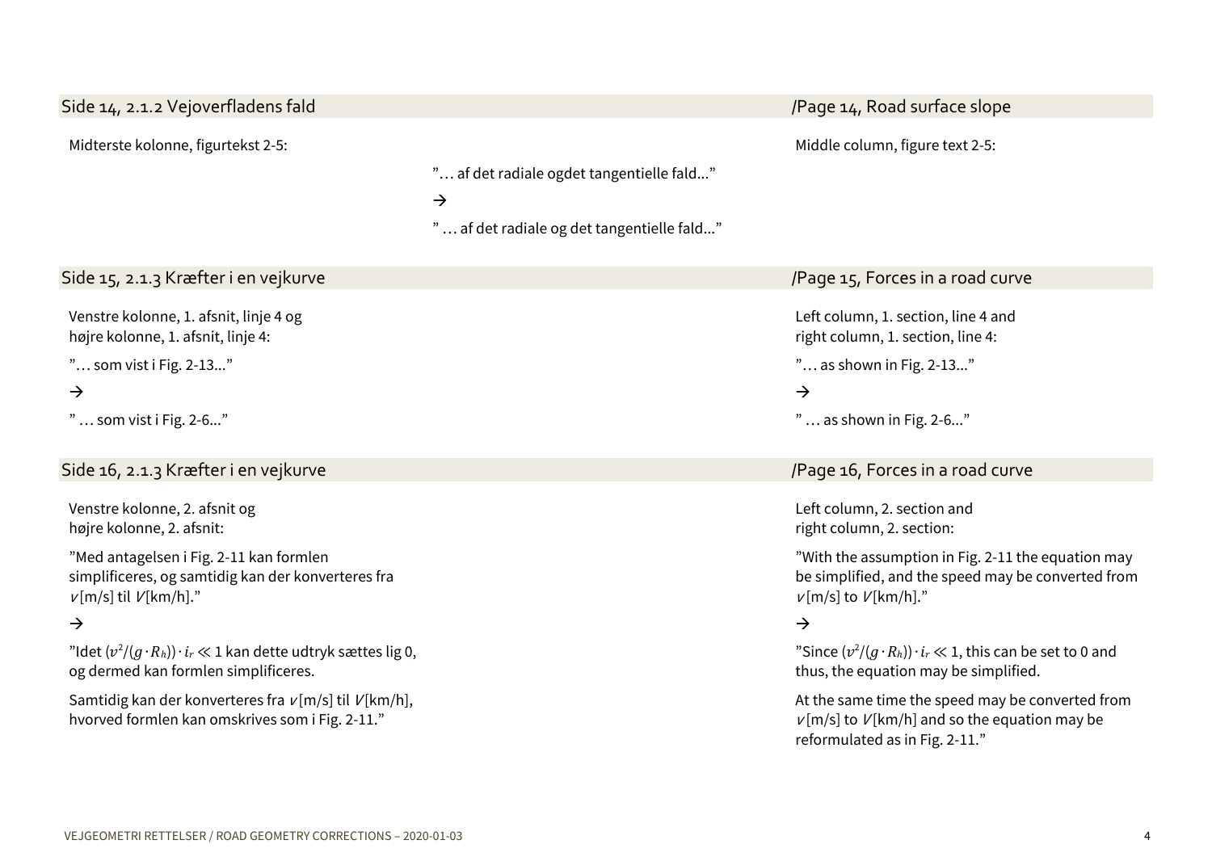## Side 14, 2.1.2 Vejoverfladens fald — /Page 14, Road surface slope

Midterste kolonne, figurtekst 2-5: / Middle column, figure text 2-5:

"… af det radiale ogdet tangentielle fald…"

→

" … af det radiale og det tangentielle fald…"

## Side 15, 2.1.3 Kræfter i en vejkurve — /Page 15, Forces in a road curve

Venstre kolonne, 1. afsnit, linje 4 og højre kolonne, 1. afsnit, linje 4:

"… som vist i Fig. 2-13…"

→

" … som vist i Fig. 2-6…"

Left column, 1. section, line 4 and right column, 1. section, line 4:

"… as shown in Fig. 2-13…"

→

" … as shown in Fig. 2-6…"

## Side 16, 2.1.3 Kræfter i en vejkurve — /Page 16, Forces in a road curve

Venstre kolonne, 2. afsnit og højre kolonne, 2. afsnit:

"Med antagelsen i Fig. 2-11 kan formlen simplificeres, og samtidig kan der konverteres fra $v$[m/s] til $V$[km/h]."

→

"Idet $(v^2/(g \cdot R_h)) \cdot i_r \ll 1$ kan dette udtryk sættes lig 0, og dermed kan formlen simplificeres.

Samtidig kan der konverteres fra $v$[m/s] til $V$[km/h], hvorved formlen kan omskrives som i Fig. 2-11."

Left column, 2. section and right column, 2. section:

"With the assumption in Fig. 2-11 the equation may be simplified, and the speed may be converted from $v$[m/s] to $V$[km/h]."

→

"Since $(v^2/(g \cdot R_h)) \cdot i_r \ll 1$, this can be set to 0 and thus, the equation may be simplified.

At the same time the speed may be converted from $v$[m/s] to $V$[km/h] and so the equation may be reformulated as in Fig. 2-11."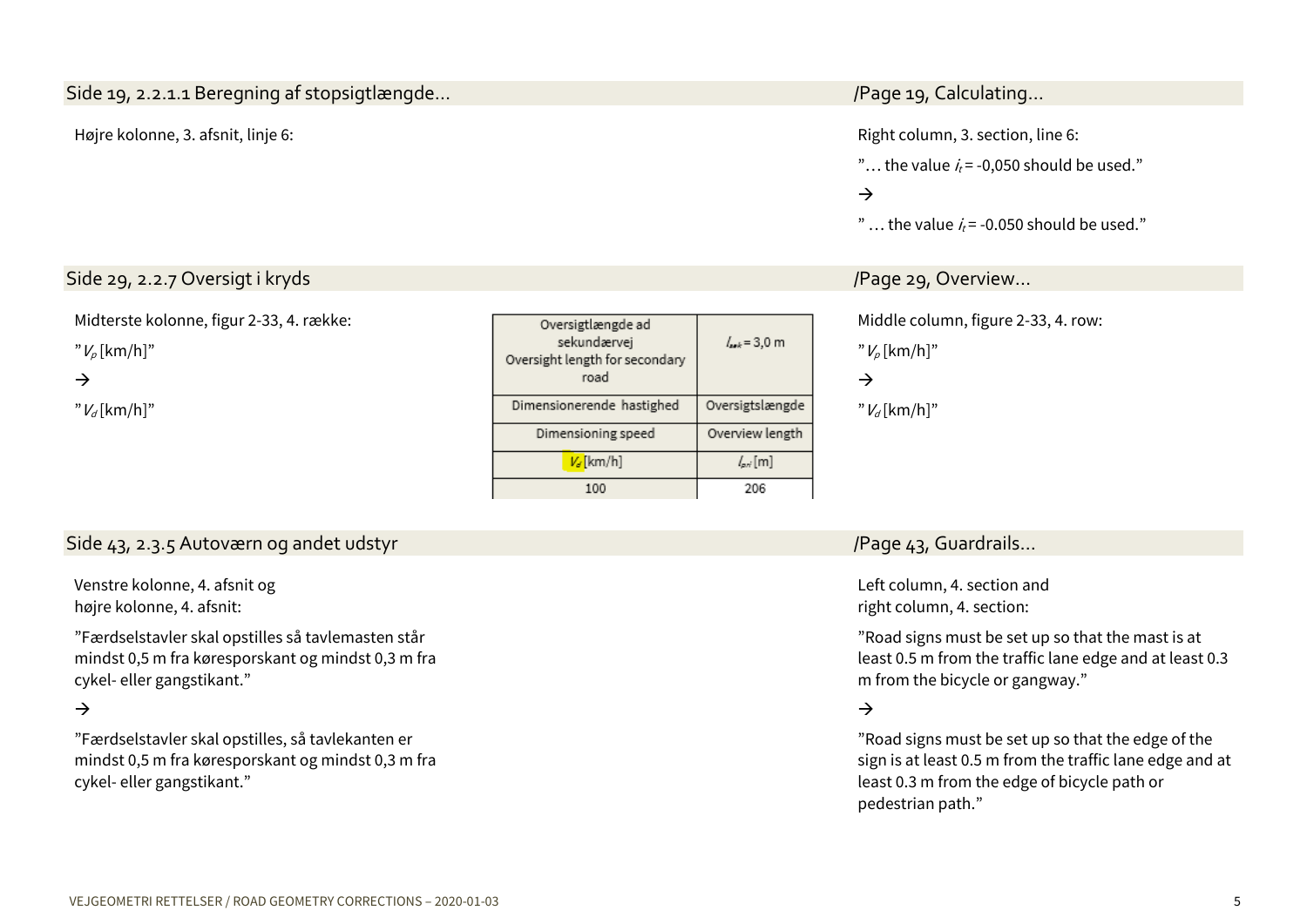## Side 19, 2.2.1.1 Beregning af stopsigtlængde… /Page 19, Calculating…

Højre kolonne, 3. afsnit, linje 6:

Right column, 3. section, line 6:

"… the value $i_t$ = -0,050 should be used."

→

" … the value $i_t$ = -0.050 should be used."

## Side 29, 2.2.7 Oversigt i kryds /Page 29, Overview…

Midterste kolonne, figur 2-33, 4. række:

"$V_p$ [km/h]"

→

"$V_d$ [km/h]"

| Oversigtlængde ad sekundærvej Oversight length for secondary road | $l_{sek}$ = 3,0 m |
|---|---|
| Dimensionerende hastighed | Oversigtslængde |
| Dimensioning speed | Overview length |
| $V_d$ [km/h] | $l_{pri}$ [m] |
| 100 | 206 |

Middle column, figure 2-33, 4. row:

"$V_p$ [km/h]"

→

"$V_d$ [km/h]"

## Side 43, 2.3.5 Autoværn og andet udstyr /Page 43, Guardrails…

Venstre kolonne, 4. afsnit og højre kolonne, 4. afsnit:

"Færdselstavler skal opstilles så tavlemasten står mindst 0,5 m fra køresporskant og mindst 0,3 m fra cykel- eller gangstikant."

→

"Færdselstavler skal opstilles, så tavlekanten er mindst 0,5 m fra køresporskant og mindst 0,3 m fra cykel- eller gangstikant."

Left column, 4. section and right column, 4. section:

"Road signs must be set up so that the mast is at least 0.5 m from the traffic lane edge and at least 0.3 m from the bicycle or gangway."

→

"Road signs must be set up so that the edge of the sign is at least 0.5 m from the traffic lane edge and at least 0.3 m from the edge of bicycle path or pedestrian path."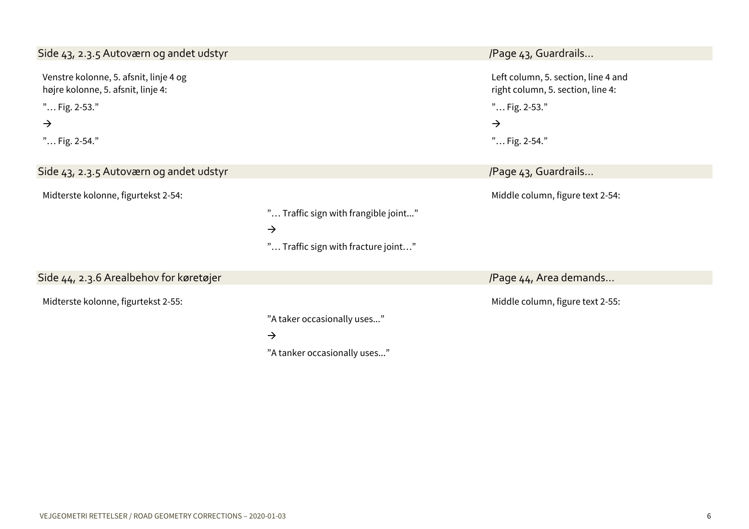## Side 43, 2.3.5 Autoværn og andet udstyr /Page 43, Guardrails…

Venstre kolonne, 5. afsnit, linje 4 og
højre kolonne, 5. afsnit, linje 4:

Left column, 5. section, line 4 and
right column, 5. section, line 4:

”… Fig. 2-53.”

→

”… Fig. 2-54.”

## Side 43, 2.3.5 Autoværn og andet udstyr /Page 43, Guardrails…

Midterste kolonne, figurtekst 2-54:

Middle column, figure text 2-54:

”… Traffic sign with frangible joint...”

→

”… Traffic sign with fracture joint…”

## Side 44, 2.3.6 Arealbehov for køretøjer /Page 44, Area demands…

Midterste kolonne, figurtekst 2-55:

Middle column, figure text 2-55:

”A taker occasionally uses...”

→

”A tanker occasionally uses...”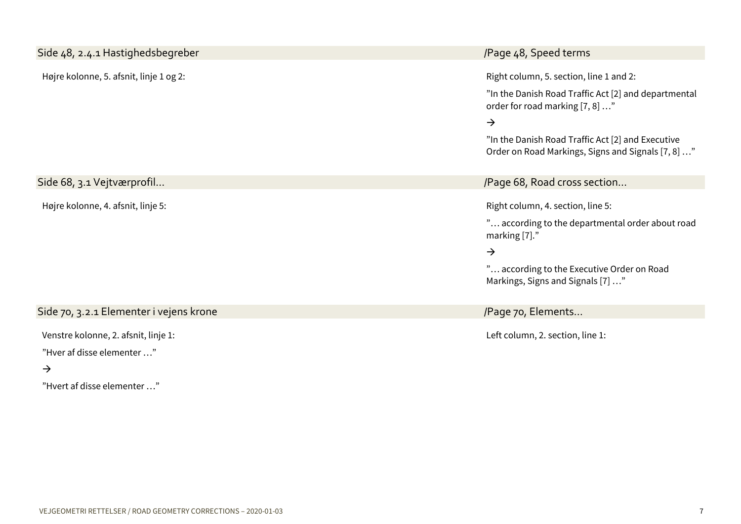## Side 48, 2.4.1 Hastighedsbegreber

Højre kolonne, 5. afsnit, linje 1 og 2:

## /Page 48, Speed terms

Right column, 5. section, line 1 and 2:

”In the Danish Road Traffic Act [2] and departmental order for road marking [7, 8] …”

→

”In the Danish Road Traffic Act [2] and Executive Order on Road Markings, Signs and Signals [7, 8] …”

## Side 68, 3.1 Vejtværprofil…

Højre kolonne, 4. afsnit, linje 5:

## /Page 68, Road cross section…

Right column, 4. section, line 5:

”… according to the departmental order about road marking [7].”

→

”… according to the Executive Order on Road Markings, Signs and Signals [7] …”

## Side 70, 3.2.1 Elementer i vejens krone

Venstre kolonne, 2. afsnit, linje 1:

”Hver af disse elementer …”

→

”Hvert af disse elementer …”

## /Page 70, Elements…

Left column, 2. section, line 1: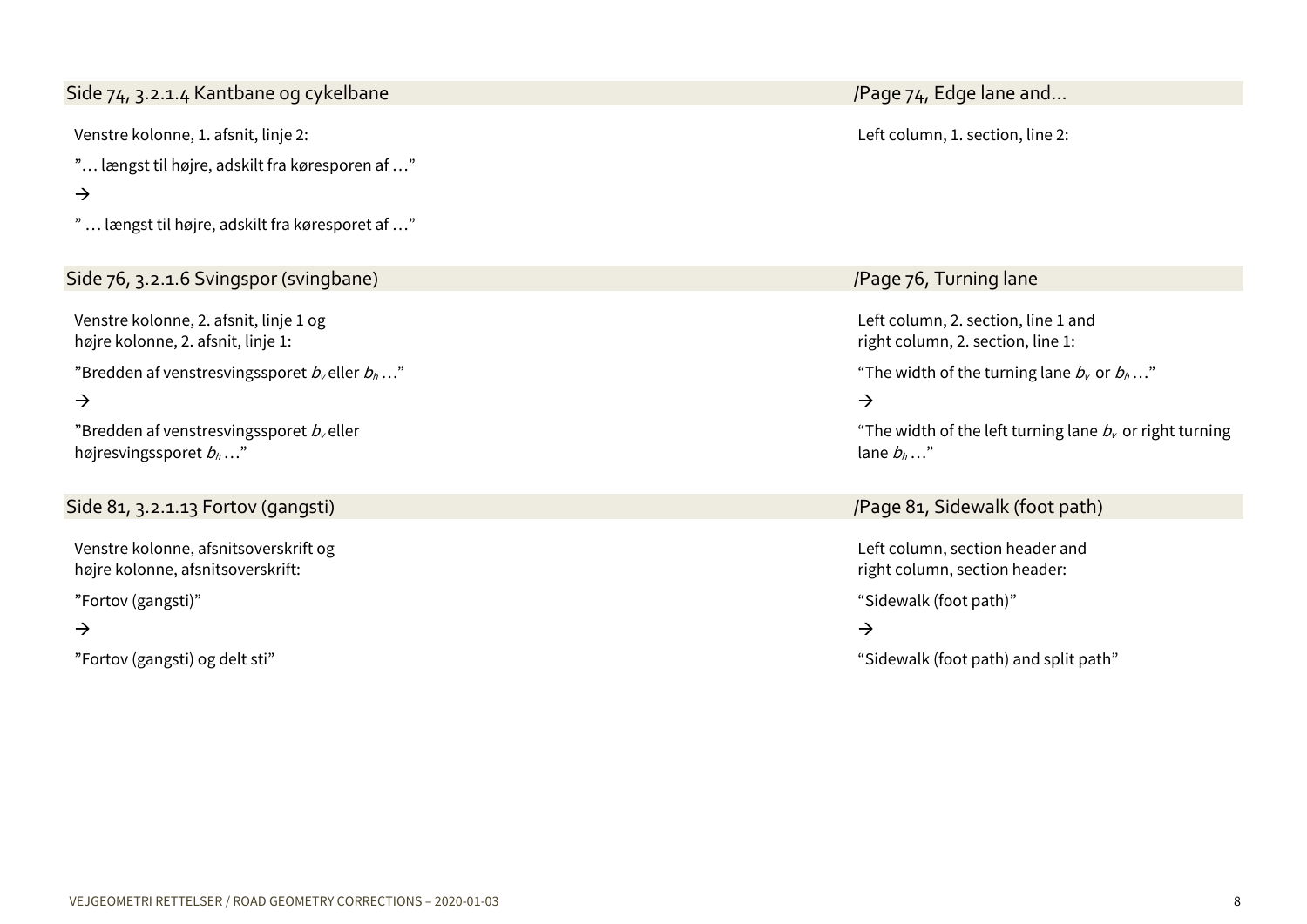## Side 74, 3.2.1.4 Kantbane og cykelbane

## /Page 74, Edge lane and…

Venstre kolonne, 1. afsnit, linje 2:

Left column, 1. section, line 2:

”… længst til højre, adskilt fra køresporen af …”

→

” … længst til højre, adskilt fra køresporet af …”

## Side 76, 3.2.1.6 Svingspor (svingbane)

## /Page 76, Turning lane

Venstre kolonne, 2. afsnit, linje 1 og
højre kolonne, 2. afsnit, linje 1:

Left column, 2. section, line 1 and
right column, 2. section, line 1:

”Bredden af venstresvingssporet $b_v$ eller $b_h$ …”

→

”Bredden af venstresvingssporet $b_v$ eller
højresvingssporet $b_h$ …”

“The width of the turning lane $b_v$ or $b_h$ …”

→

“The width of the left turning lane $b_v$ or right turning lane $b_h$ …”

## Side 81, 3.2.1.13 Fortov (gangsti)

## /Page 81, Sidewalk (foot path)

Venstre kolonne, afsnitsoverskrift og
højre kolonne, afsnitsoverskrift:

Left column, section header and
right column, section header:

”Fortov (gangsti)”

→

”Fortov (gangsti) og delt sti”

“Sidewalk (foot path)”

→

“Sidewalk (foot path) and split path”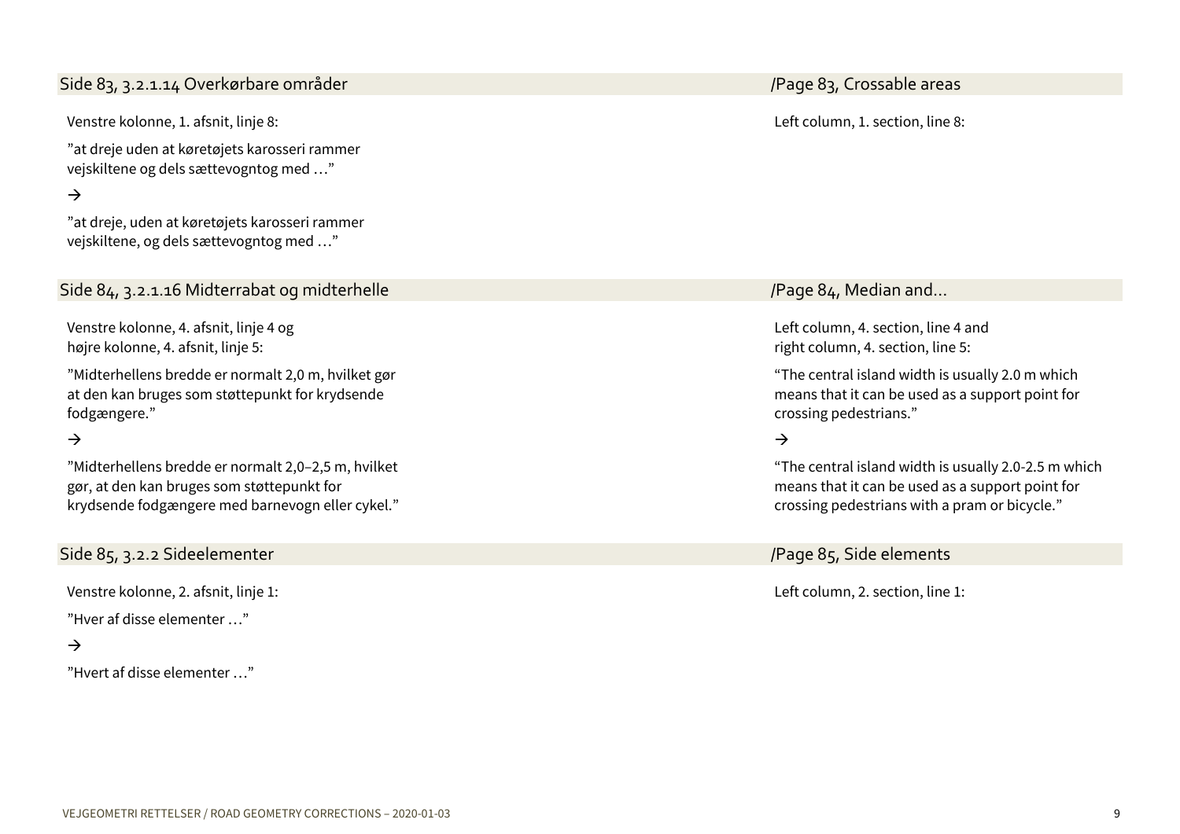## Side 83, 3.2.1.14 Overkørbare områder

## /Page 83, Crossable areas

Venstre kolonne, 1. afsnit, linje 8:

Left column, 1. section, line 8:

”at dreje uden at køretøjets karosseri rammer vejskiltene og dels sættevogntog med …”

→

”at dreje, uden at køretøjets karosseri rammer vejskiltene, og dels sættevogntog med …”

## Side 84, 3.2.1.16 Midterrabat og midterhelle

## /Page 84, Median and…

Venstre kolonne, 4. afsnit, linje 4 og højre kolonne, 4. afsnit, linje 5:

”Midterhellens bredde er normalt 2,0 m, hvilket gør at den kan bruges som støttepunkt for krydsende fodgængere.”

→

”Midterhellens bredde er normalt 2,0–2,5 m, hvilket gør, at den kan bruges som støttepunkt for krydsende fodgængere med barnevogn eller cykel.”

Left column, 4. section, line 4 and right column, 4. section, line 5:

“The central island width is usually 2.0 m which means that it can be used as a support point for crossing pedestrians.”

→

“The central island width is usually 2.0-2.5 m which means that it can be used as a support point for crossing pedestrians with a pram or bicycle.”

## Side 85, 3.2.2 Sideelementer

## /Page 85, Side elements

Venstre kolonne, 2. afsnit, linje 1:

Left column, 2. section, line 1:

”Hver af disse elementer …”

→

”Hvert af disse elementer …”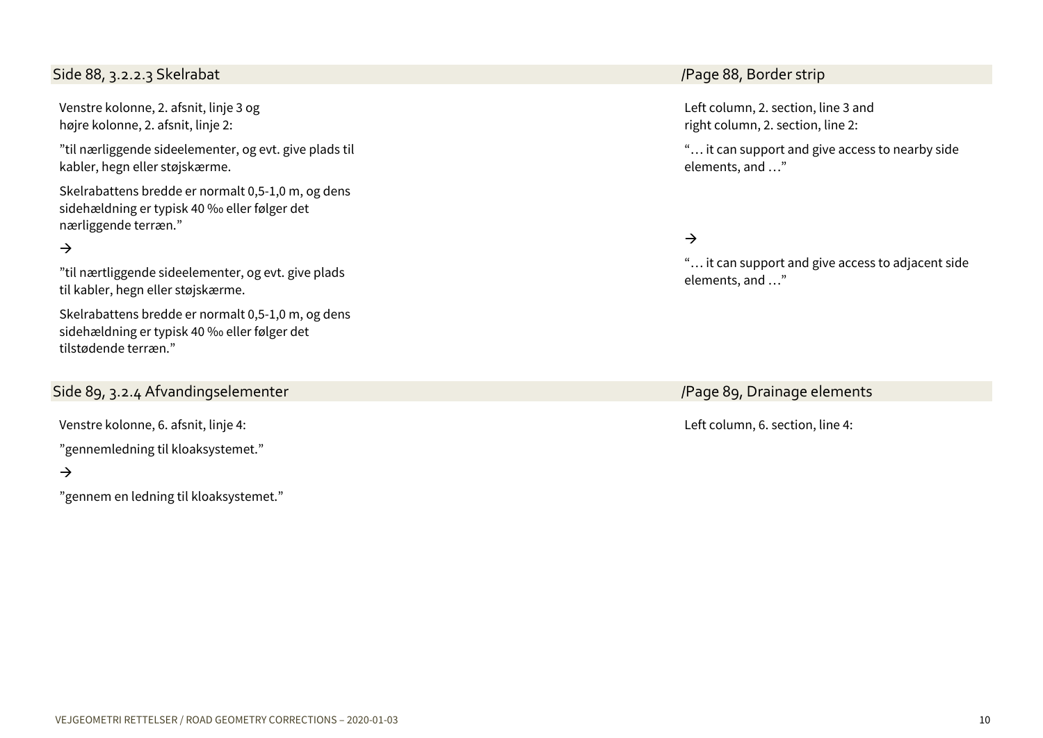## Side 88, 3.2.2.3 Skelrabat

Venstre kolonne, 2. afsnit, linje 3 og
højre kolonne, 2. afsnit, linje 2:

”til nærliggende sideelementer, og evt. give plads til kabler, hegn eller støjskærme.

Skelrabattens bredde er normalt 0,5-1,0 m, og dens sidehældning er typisk 40 ‰ eller følger det nærliggende terræn.”

→

”til nærtliggende sideelementer, og evt. give plads til kabler, hegn eller støjskærme.

Skelrabattens bredde er normalt 0,5-1,0 m, og dens sidehældning er typisk 40 ‰ eller følger det tilstødende terræn.”

## /Page 88, Border strip

Left column, 2. section, line 3 and
right column, 2. section, line 2:

“… it can support and give access to nearby side elements, and …”

→

“… it can support and give access to adjacent side elements, and …”

## Side 89, 3.2.4 Afvandingselementer

Venstre kolonne, 6. afsnit, linje 4:

”gennemledning til kloaksystemet.”

→

”gennem en ledning til kloaksystemet.”

## /Page 89, Drainage elements

Left column, 6. section, line 4: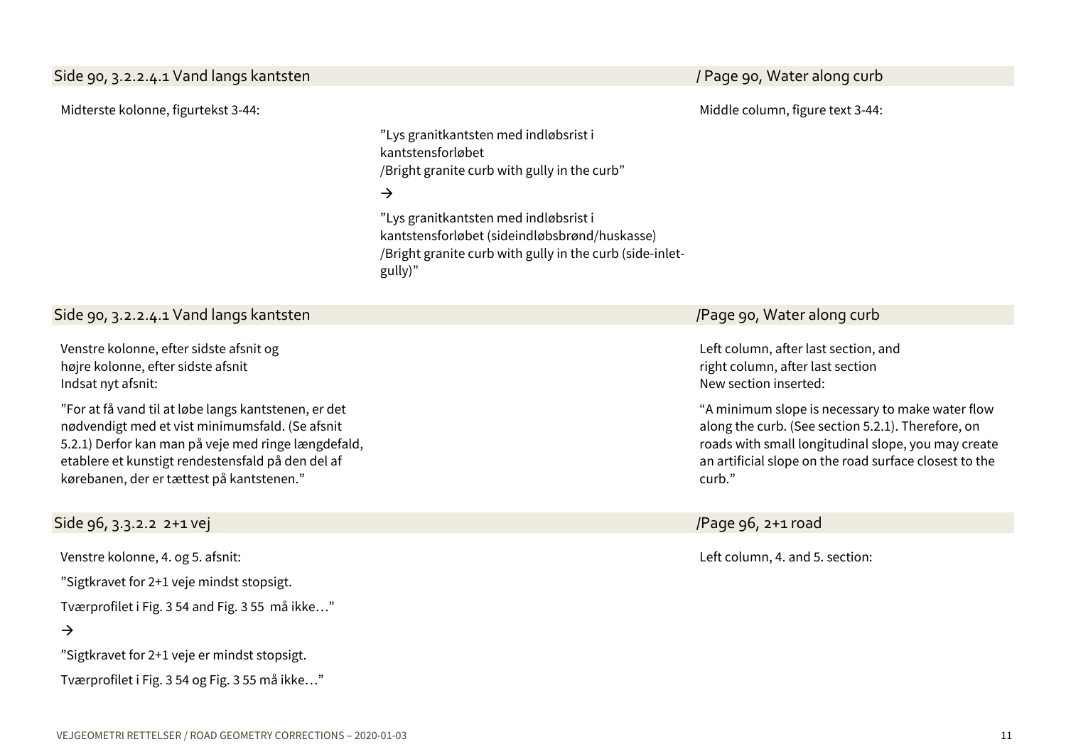## Side 90, 3.2.2.4.1 Vand langs kantsten / Page 90, Water along curb

Midterste kolonne, figurtekst 3-44:

Middle column, figure text 3-44:

”Lys granitkantsten med indløbsrist i kantstensforløbet
/Bright granite curb with gully in the curb”

→

”Lys granitkantsten med indløbsrist i kantstensforløbet (sideindløbsbrønd/huskasse)
/Bright granite curb with gully in the curb (side-inlet-gully)”

## Side 90, 3.2.2.4.1 Vand langs kantsten /Page 90, Water along curb

Venstre kolonne, efter sidste afsnit og
højre kolonne, efter sidste afsnit
Indsat nyt afsnit:

”For at få vand til at løbe langs kantstenen, er det nødvendigt med et vist minimumsfald. (Se afsnit 5.2.1) Derfor kan man på veje med ringe længdefald, etablere et kunstigt rendestensfald på den del af kørebanen, der er tættest på kantstenen.”

Left column, after last section, and
right column, after last section
New section inserted:

“A minimum slope is necessary to make water flow along the curb. (See section 5.2.1). Therefore, on roads with small longitudinal slope, you may create an artificial slope on the road surface closest to the curb.”

## Side 96, 3.3.2.2 2+1 vej /Page 96, 2+1 road

Venstre kolonne, 4. og 5. afsnit:

Left column, 4. and 5. section:

”Sigtkravet for 2+1 veje mindst stopsigt.

Tværprofilet i Fig. 3 54 and Fig. 3 55 må ikke…”

→

”Sigtkravet for 2+1 veje er mindst stopsigt.

Tværprofilet i Fig. 3 54 og Fig. 3 55 må ikke…”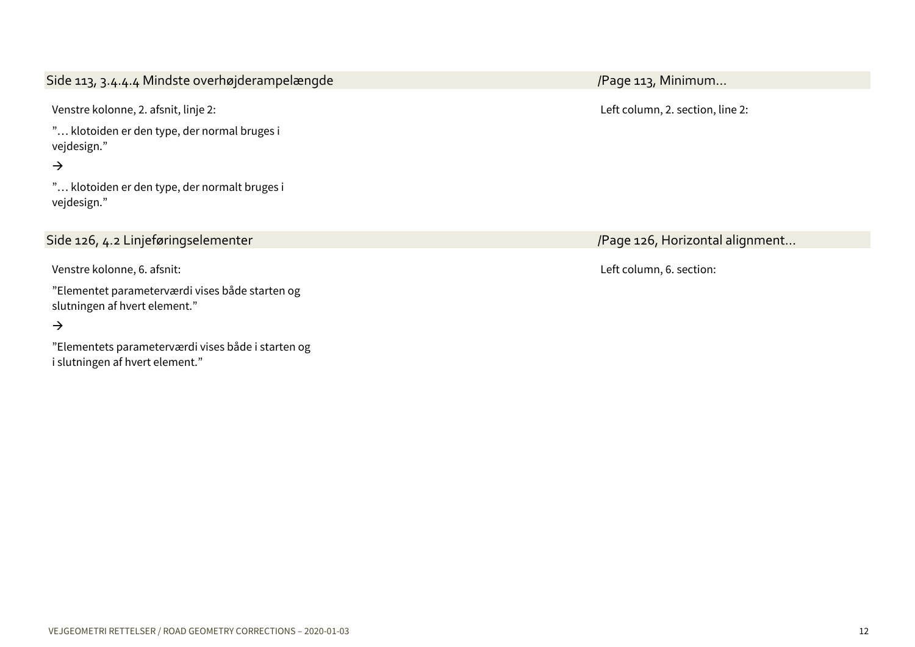## Side 113, 3.4.4.4 Mindste overhøjderampelængde /Page 113, Minimum...

Venstre kolonne, 2. afsnit, linje 2:

Left column, 2. section, line 2:

"… klotoiden er den type, der normal bruges i vejdesign."

→

"… klotoiden er den type, der normalt bruges i vejdesign."

## Side 126, 4.2 Linjeføringselementer /Page 126, Horizontal alignment...

Venstre kolonne, 6. afsnit:

Left column, 6. section:

"Elementet parameterværdi vises både starten og slutningen af hvert element."

→

"Elementets parameterværdi vises både i starten og i slutningen af hvert element."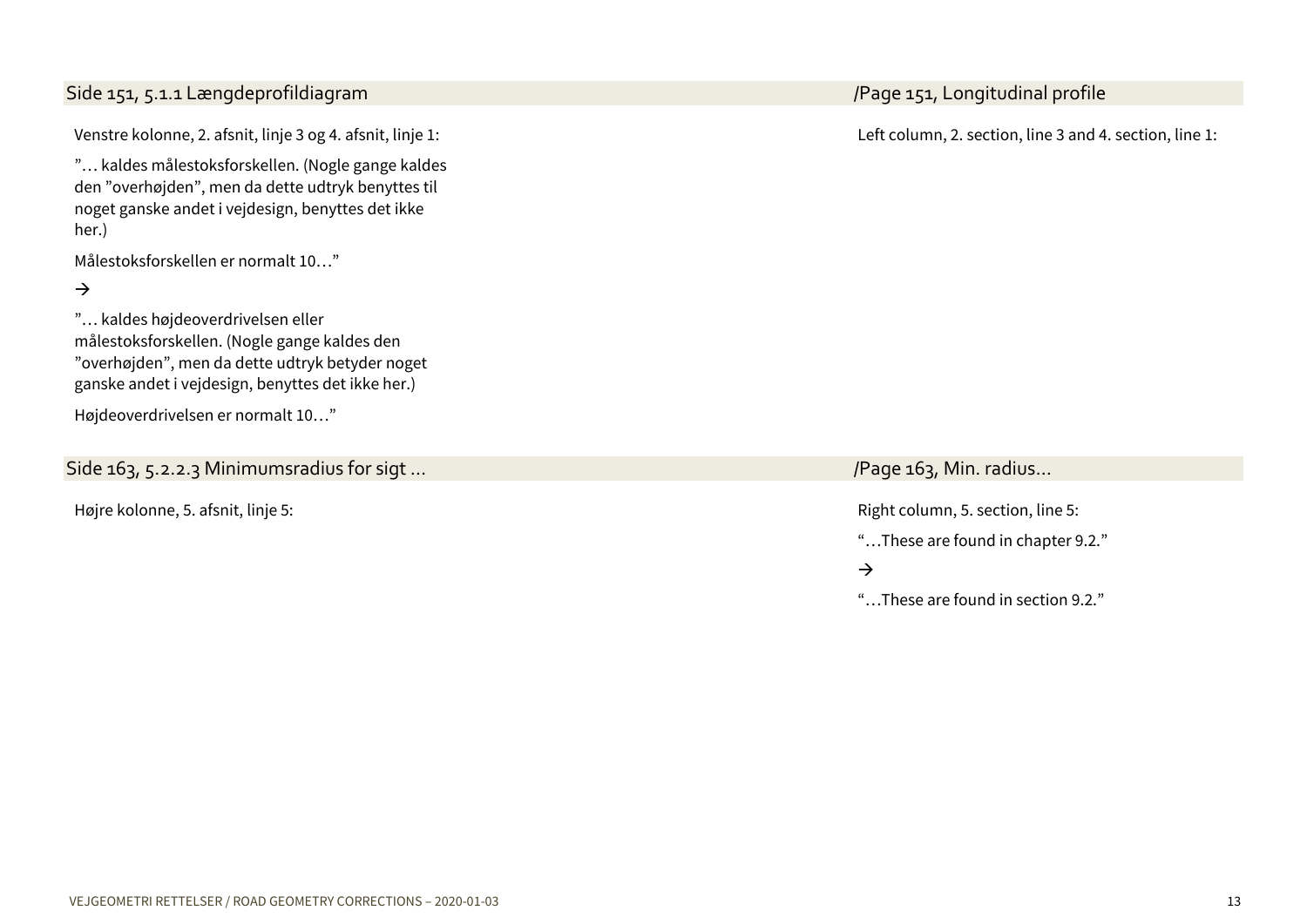## Side 151, 5.1.1 Længdeprofildiagram

Venstre kolonne, 2. afsnit, linje 3 og 4. afsnit, linje 1:

"… kaldes målestoksforskellen. (Nogle gange kaldes den "overhøjden", men da dette udtryk benyttes til noget ganske andet i vejdesign, benyttes det ikke her.)

Målestoksforskellen er normalt 10…"

→

"… kaldes højdeoverdrivelsen eller målestoksforskellen. (Nogle gange kaldes den "overhøjden", men da dette udtryk betyder noget ganske andet i vejdesign, benyttes det ikke her.)

Højdeoverdrivelsen er normalt 10…"

## /Page 151, Longitudinal profile

Left column, 2. section, line 3 and 4. section, line 1:

## Side 163, 5.2.2.3 Minimumsradius for sigt …

Højre kolonne, 5. afsnit, linje 5:

## /Page 163, Min. radius…

Right column, 5. section, line 5:

"…These are found in chapter 9.2."

→

"…These are found in section 9.2."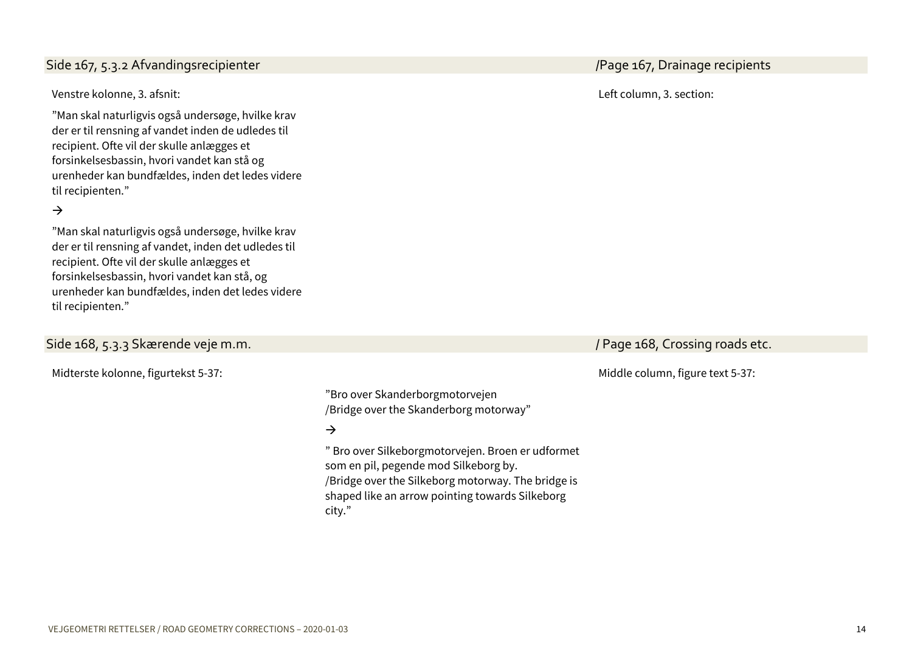## Side 167, 5.3.2 Afvandingsrecipienter /Page 167, Drainage recipients

Venstre kolonne, 3. afsnit:

Left column, 3. section:

”Man skal naturligvis også undersøge, hvilke krav der er til rensning af vandet inden de udledes til recipient. Ofte vil der skulle anlægges et forsinkelsesbassin, hvori vandet kan stå og urenheder kan bundfældes, inden det ledes videre til recipienten.”

→

”Man skal naturligvis også undersøge, hvilke krav der er til rensning af vandet, inden det udledes til recipient. Ofte vil der skulle anlægges et forsinkelsesbassin, hvori vandet kan stå, og urenheder kan bundfældes, inden det ledes videre til recipienten.”

## Side 168, 5.3.3 Skærende veje m.m. / Page 168, Crossing roads etc.

Midterste kolonne, figurtekst 5-37:

Middle column, figure text 5-37:

”Bro over Skanderborgmotorvejen
/Bridge over the Skanderborg motorway”

→

” Bro over Silkeborgmotorvejen. Broen er udformet som en pil, pegende mod Silkeborg by.
/Bridge over the Silkeborg motorway. The bridge is shaped like an arrow pointing towards Silkeborg city.”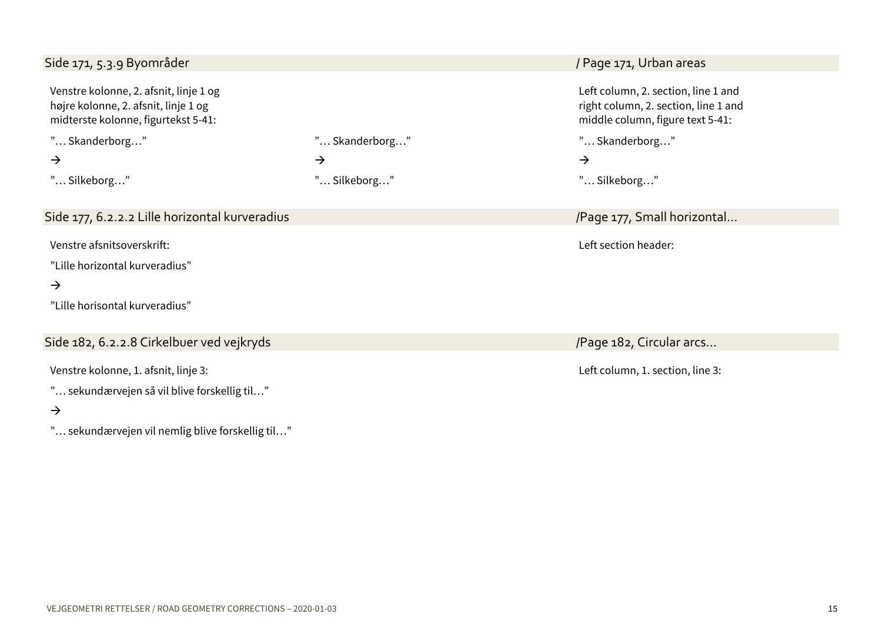## Side 171, 5.3.9 Byområder / Page 171, Urban areas

Venstre kolonne, 2. afsnit, linje 1 og
højre kolonne, 2. afsnit, linje 1 og
midterste kolonne, figurtekst 5-41:

"… Skanderborg…"

→

"… Silkeborg…"

"… Skanderborg…"

→

"… Silkeborg…"

Left column, 2. section, line 1 and
right column, 2. section, line 1 and
middle column, figure text 5-41:

"… Skanderborg…"

→

"… Silkeborg…"

## Side 177, 6.2.2.2 Lille horizontal kurveradius /Page 177, Small horizontal…

Venstre afsnitsoverskrift:

"Lille horizontal kurveradius"

→

"Lille horisontal kurveradius"

Left section header:

## Side 182, 6.2.2.8 Cirkelbuer ved vejkryds /Page 182, Circular arcs…

Venstre kolonne, 1. afsnit, linje 3:

"… sekundærvejen så vil blive forskellig til…"

→

"… sekundærvejen vil nemlig blive forskellig til…"

Left column, 1. section, line 3: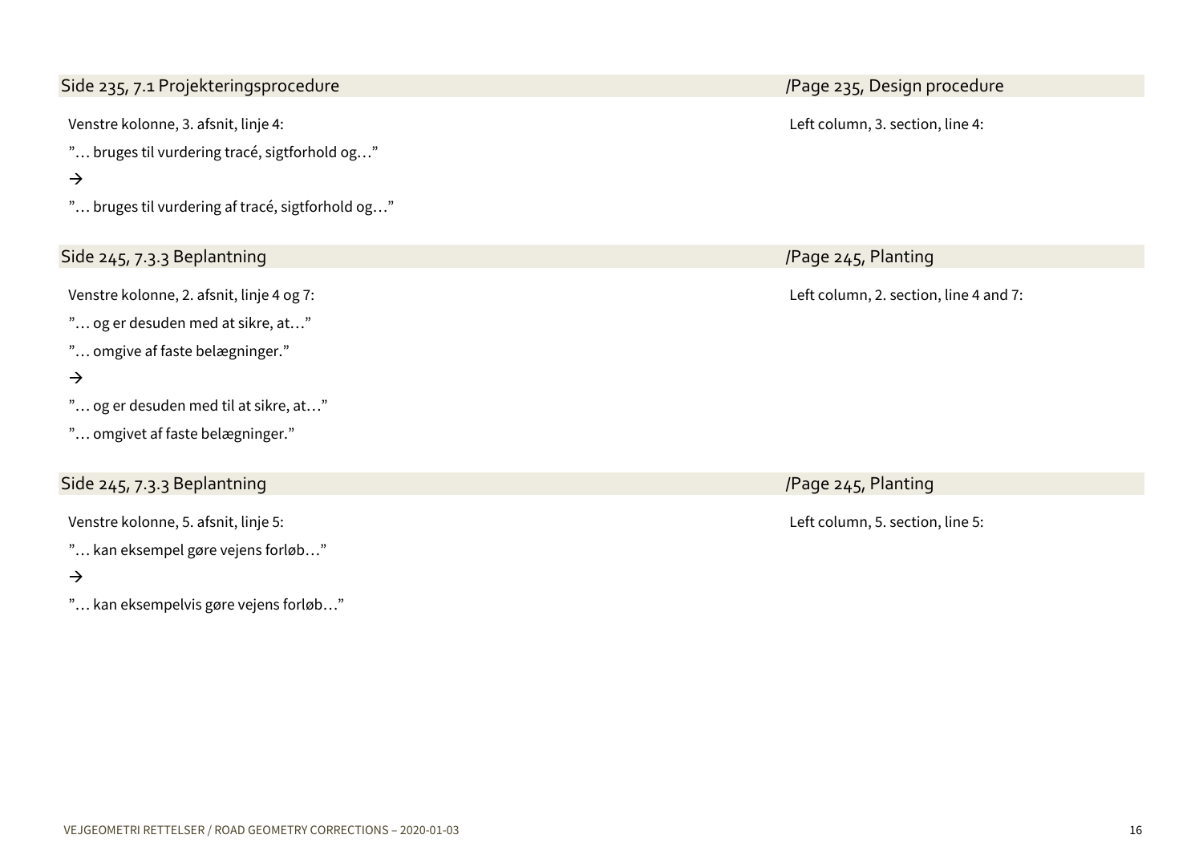## Side 235, 7.1 Projekteringsprocedure /Page 235, Design procedure

Venstre kolonne, 3. afsnit, linje 4:

Left column, 3. section, line 4:

"… bruges til vurdering tracé, sigtforhold og…"

→

"… bruges til vurdering af tracé, sigtforhold og…"

## Side 245, 7.3.3 Beplantning /Page 245, Planting

Venstre kolonne, 2. afsnit, linje 4 og 7:

Left column, 2. section, line 4 and 7:

"… og er desuden med at sikre, at…"

"… omgive af faste belægninger."

→

"… og er desuden med til at sikre, at…"

"… omgivet af faste belægninger."

## Side 245, 7.3.3 Beplantning /Page 245, Planting

Venstre kolonne, 5. afsnit, linje 5:

Left column, 5. section, line 5:

"… kan eksempel gøre vejens forløb…"

→

"… kan eksempelvis gøre vejens forløb…"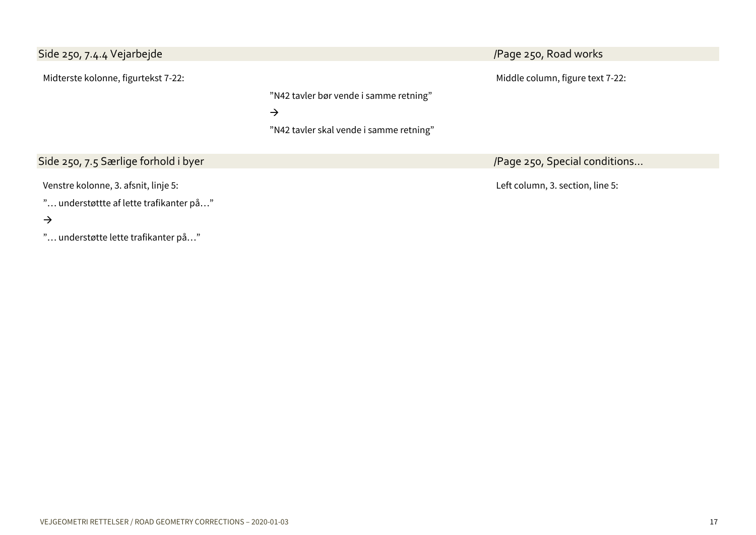## Side 250, 7.4.4 Vejarbejde /Page 250, Road works

Midterste kolonne, figurtekst 7-22: Middle column, figure text 7-22:

”N42 tavler bør vende i samme retning”

→

”N42 tavler skal vende i samme retning”

## Side 250, 7.5 Særlige forhold i byer /Page 250, Special conditions...

Venstre kolonne, 3. afsnit, linje 5: Left column, 3. section, line 5:

”… understøttte af lette trafikanter på…”

→

”… understøtte lette trafikanter på…”